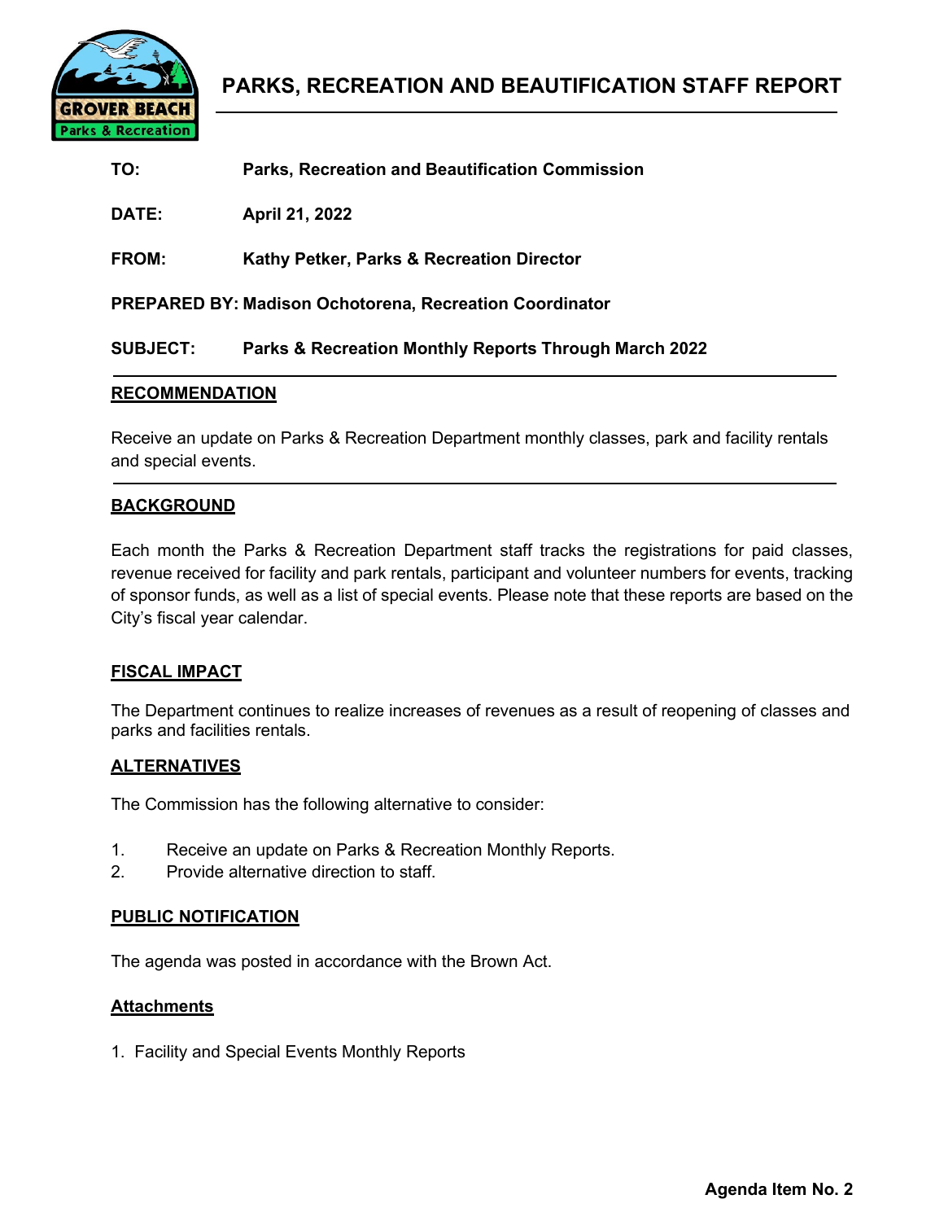# PARKS, RECREATION AND BEAUTIFICATION STAFF REPORT

**TO:** Parks, Recreation and Beautification Commission

**DATE:** April 21, 2022

**FROM:** Kathy Petker, Parks & Recreation Director

**PREPARED BY:** Madison Ochotorena, Recreation Coordinator

**SUBJECT:** Parks & Recreation Monthly Reports Through March 2022

## RECOMMENDATION

Receive an update on Parks & Recreation Department monthly classes, park and facility rentals and special events.

## BACKGROUND

Each month the Parks & Recreation Department staff tracks the registrations for paid classes, revenue received for facility and park rentals, participant and volunteer numbers for events, tracking of sponsor funds, as well as a list of special events. Please note that these reports are based on the City's fiscal year calendar.

## FISCAL IMPACT

The Department continues to realize increases of revenues as a result of reopening of classes and parks and facilities rentals.

## ALTERNATIVES

The Commission has the following alternative to consider:

1. Receive an update on Parks & Recreation Monthly Reports.
2. Provide alternative direction to staff.

## PUBLIC NOTIFICATION

The agenda was posted in accordance with the Brown Act.

## Attachments

1. Facility and Special Events Monthly Reports

**Agenda Item No. 2**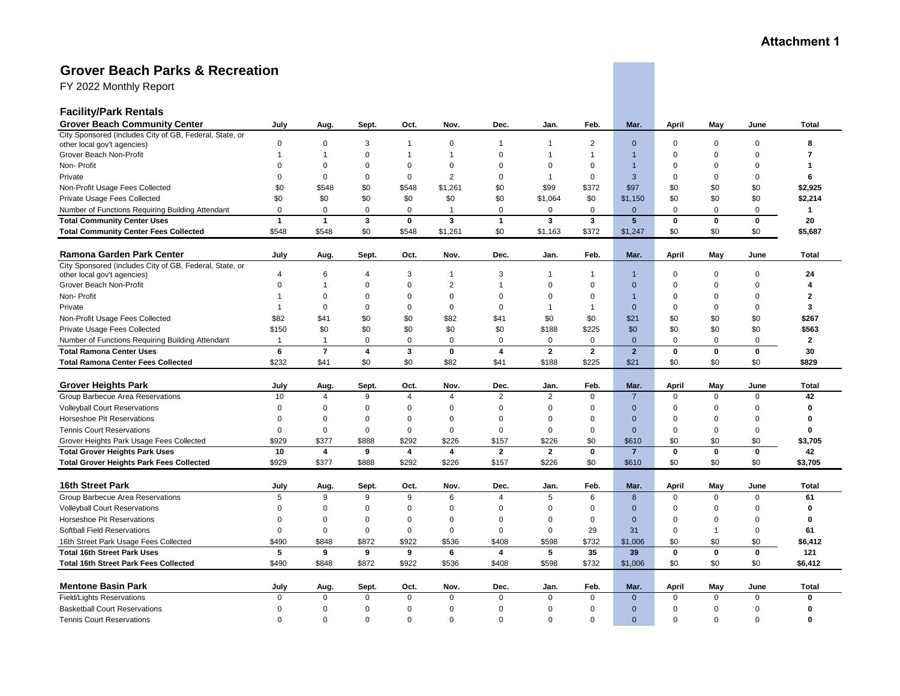**Attachment 1**

# Grover Beach Parks & Recreation

FY 2022 Monthly Report

## Facility/Park Rentals

| Grover Beach Community Center | July | Aug. | Sept. | Oct. | Nov. | Dec. | Jan. | Feb. | Mar. | April | May | June | Total |
|---|---|---|---|---|---|---|---|---|---|---|---|---|---|
| City Sponsored (includes City of GB, Federal, State, or other local gov't agencies) | 0 | 0 | 3 | 1 | 0 | 1 | 1 | 2 | 0 | 0 | 0 | 0 | **8** |
| Grover Beach Non-Profit | 1 | 1 | 0 | 1 | 1 | 0 | 1 | 1 | 1 | 0 | 0 | 0 | **7** |
| Non- Profit | 0 | 0 | 0 | 0 | 0 | 0 | 0 | 0 | 1 | 0 | 0 | 0 | **1** |
| Private | 0 | 0 | 0 | 0 | 2 | 0 | 1 | 0 | 3 | 0 | 0 | 0 | **6** |
| Non-Profit Usage Fees Collected | $0 | $548 | $0 | $548 | $1,261 | $0 | $99 | $372 | $97 | $0 | $0 | $0 | **$2,925** |
| Private Usage Fees Collected | $0 | $0 | $0 | $0 | $0 | $0 | $1,064 | $0 | $1,150 | $0 | $0 | $0 | **$2,214** |
| Number of Functions Requiring Building Attendant | 0 | 0 | 0 | 0 | 1 | 0 | 0 | 0 | 0 | 0 | 0 | 0 | **1** |
| **Total Community Center Uses** | **1** | **1** | **3** | **0** | **3** | **1** | **3** | **3** | **5** | **0** | **0** | **0** | **20** |
| **Total Community Center Fees Collected** | $548 | $548 | $0 | $548 | $1,261 | $0 | $1,163 | $372 | $1,247 | $0 | $0 | $0 | **$5,687** |

| Ramona Garden Park Center | July | Aug. | Sept. | Oct. | Nov. | Dec. | Jan. | Feb. | Mar. | April | May | June | Total |
|---|---|---|---|---|---|---|---|---|---|---|---|---|---|
| City Sponsored (includes City of GB, Federal, State, or other local gov't agencies) | 4 | 6 | 4 | 3 | 1 | 3 | 1 | 1 | 1 | 0 | 0 | 0 | **24** |
| Grover Beach Non-Profit | 0 | 1 | 0 | 0 | 2 | 1 | 0 | 0 | 0 | 0 | 0 | 0 | **4** |
| Non- Profit | 1 | 0 | 0 | 0 | 0 | 0 | 0 | 0 | 1 | 0 | 0 | 0 | **2** |
| Private | 1 | 0 | 0 | 0 | 0 | 0 | 1 | 1 | 0 | 0 | 0 | 0 | **3** |
| Non-Profit Usage Fees Collected | $82 | $41 | $0 | $0 | $82 | $41 | $0 | $0 | $21 | $0 | $0 | $0 | **$267** |
| Private Usage Fees Collected | $150 | $0 | $0 | $0 | $0 | $0 | $188 | $225 | $0 | $0 | $0 | $0 | **$563** |
| Number of Functions Requiring Building Attendant | 1 | 1 | 0 | 0 | 0 | 0 | 0 | 0 | 0 | 0 | 0 | 0 | **2** |
| **Total Ramona Center Uses** | **6** | **7** | **4** | **3** | **0** | **4** | **2** | **2** | **2** | **0** | **0** | **0** | **30** |
| **Total Ramona Center Fees Collected** | $232 | $41 | $0 | $0 | $82 | $41 | $188 | $225 | $21 | $0 | $0 | $0 | **$829** |

| Grover Heights Park | July | Aug. | Sept. | Oct. | Nov. | Dec. | Jan. | Feb. | Mar. | April | May | June | Total |
|---|---|---|---|---|---|---|---|---|---|---|---|---|---|
| Group Barbecue Area Reservations | 10 | 4 | 9 | 4 | 4 | 2 | 2 | 0 | 7 | 0 | 0 | 0 | **42** |
| Volleyball Court Reservations | 0 | 0 | 0 | 0 | 0 | 0 | 0 | 0 | 0 | 0 | 0 | 0 | **0** |
| Horseshoe Pit Reservations | 0 | 0 | 0 | 0 | 0 | 0 | 0 | 0 | 0 | 0 | 0 | 0 | **0** |
| Tennis Court Reservations | 0 | 0 | 0 | 0 | 0 | 0 | 0 | 0 | 0 | 0 | 0 | 0 | **0** |
| Grover Heights Park Usage Fees Collected | $929 | $377 | $888 | $292 | $226 | $157 | $226 | $0 | $610 | $0 | $0 | $0 | **$3,705** |
| **Total Grover Heights Park Uses** | **10** | **4** | **9** | **4** | **4** | **2** | **2** | **0** | **7** | **0** | **0** | **0** | **42** |
| **Total Grover Heights Park Fees Collected** | $929 | $377 | $888 | $292 | $226 | $157 | $226 | $0 | $610 | $0 | $0 | $0 | **$3,705** |

| 16th Street Park | July | Aug. | Sept. | Oct. | Nov. | Dec. | Jan. | Feb. | Mar. | April | May | June | Total |
|---|---|---|---|---|---|---|---|---|---|---|---|---|---|
| Group Barbecue Area Reservations | 5 | 9 | 9 | 9 | 6 | 4 | 5 | 6 | 8 | 0 | 0 | 0 | **61** |
| Volleyball Court Reservations | 0 | 0 | 0 | 0 | 0 | 0 | 0 | 0 | 0 | 0 | 0 | 0 | **0** |
| Horseshoe Pit Reservations | 0 | 0 | 0 | 0 | 0 | 0 | 0 | 0 | 0 | 0 | 0 | 0 | **0** |
| Softball Field Reservations | 0 | 0 | 0 | 0 | 0 | 0 | 0 | 29 | 31 | 0 | 1 | 0 | **61** |
| 16th Street Park Usage Fees Collected | $490 | $848 | $872 | $922 | $536 | $408 | $598 | $732 | $1,006 | $0 | $0 | $0 | **$6,412** |
| **Total 16th Street Park Uses** | **5** | **9** | **9** | **9** | **6** | **4** | **5** | **35** | **39** | **0** | **0** | **0** | **121** |
| **Total 16th Street Park Fees Collected** | $490 | $848 | $872 | $922 | $536 | $408 | $598 | $732 | $1,006 | $0 | $0 | $0 | **$6,412** |

| Mentone Basin Park | July | Aug. | Sept. | Oct. | Nov. | Dec. | Jan. | Feb. | Mar. | April | May | June | Total |
|---|---|---|---|---|---|---|---|---|---|---|---|---|---|
| Field/Lights Reservations | 0 | 0 | 0 | 0 | 0 | 0 | 0 | 0 | 0 | 0 | 0 | 0 | **0** |
| Basketball Court Reservations | 0 | 0 | 0 | 0 | 0 | 0 | 0 | 0 | 0 | 0 | 0 | 0 | **0** |
| Tennis Court Reservations | 0 | 0 | 0 | 0 | 0 | 0 | 0 | 0 | 0 | 0 | 0 | 0 | **0** |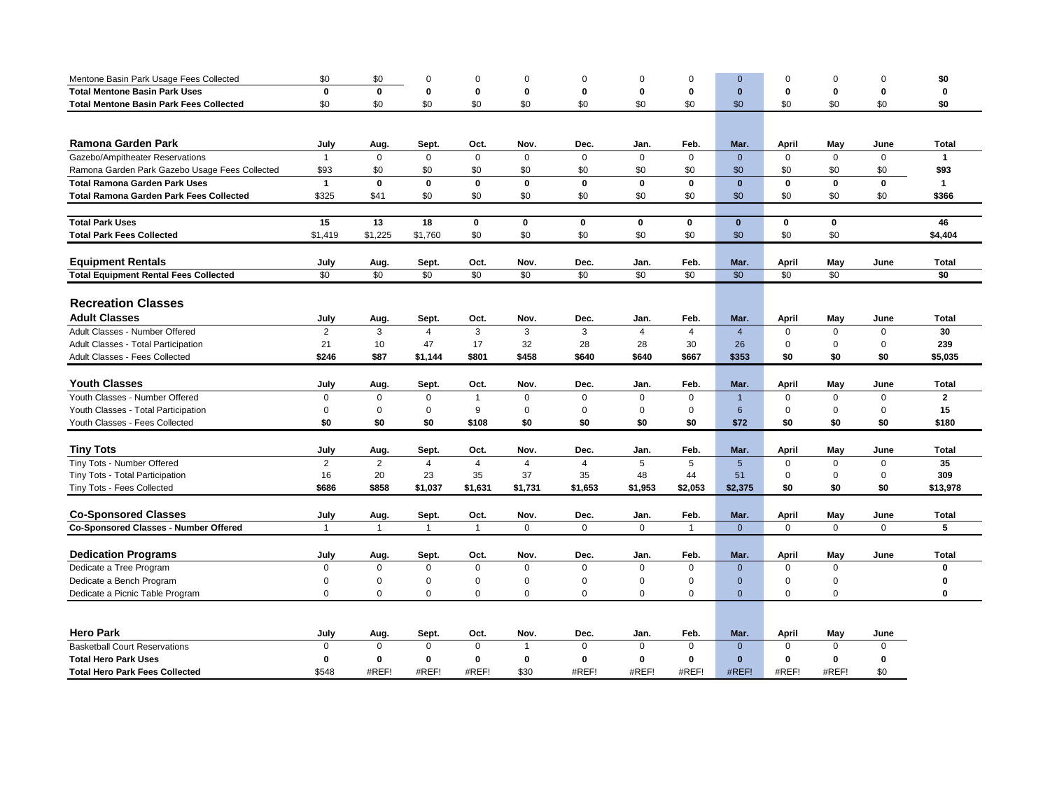| | | | | | | | | | | | | | |
|---|---|---|---|---|---|---|---|---|---|---|---|---|---|
| Mentone Basin Park Usage Fees Collected | $0 | $0 | 0 | 0 | 0 | 0 | 0 | 0 | 0 | 0 | 0 | 0 | **$0** |
| **Total Mentone Basin Park Uses** | **0** | **0** | **0** | **0** | **0** | **0** | **0** | **0** | **0** | **0** | **0** | **0** | **0** |
| **Total Mentone Basin Park Fees Collected** | $0 | $0 | $0 | $0 | $0 | $0 | $0 | $0 | $0 | $0 | $0 | $0 | **$0** |

| **Ramona Garden Park** | **July** | **Aug.** | **Sept.** | **Oct.** | **Nov.** | **Dec.** | **Jan.** | **Feb.** | **Mar.** | **April** | **May** | **June** | **Total** |
|---|---|---|---|---|---|---|---|---|---|---|---|---|---|
| Gazebo/Ampitheater Reservations | 1 | 0 | 0 | 0 | 0 | 0 | 0 | 0 | 0 | 0 | 0 | 0 | **1** |
| Ramona Garden Park Gazebo Usage Fees Collected | $93 | $0 | $0 | $0 | $0 | $0 | $0 | $0 | $0 | $0 | $0 | $0 | **$93** |
| **Total Ramona Garden Park Uses** | **1** | **0** | **0** | **0** | **0** | **0** | **0** | **0** | **0** | **0** | **0** | **0** | **1** |
| **Total Ramona Garden Park Fees Collected** | $325 | $41 | $0 | $0 | $0 | $0 | $0 | $0 | $0 | $0 | $0 | $0 | **$366** |

| | | | | | | | | | | | | | |
|---|---|---|---|---|---|---|---|---|---|---|---|---|---|
| **Total Park Uses** | **15** | **13** | **18** | **0** | **0** | **0** | **0** | **0** | **0** | **0** | **0** | | **46** |
| **Total Park Fees Collected** | $1,419 | $1,225 | $1,760 | $0 | $0 | $0 | $0 | $0 | $0 | $0 | $0 | | **$4,404** |

| **Equipment Rentals** | **July** | **Aug.** | **Sept.** | **Oct.** | **Nov.** | **Dec.** | **Jan.** | **Feb.** | **Mar.** | **April** | **May** | **June** | **Total** |
|---|---|---|---|---|---|---|---|---|---|---|---|---|---|
| **Total Equipment Rental Fees Collected** | $0 | $0 | $0 | $0 | $0 | $0 | $0 | $0 | $0 | $0 | $0 | | **$0** |

## Recreation Classes

| **Adult Classes** | **July** | **Aug.** | **Sept.** | **Oct.** | **Nov.** | **Dec.** | **Jan.** | **Feb.** | **Mar.** | **April** | **May** | **June** | **Total** |
|---|---|---|---|---|---|---|---|---|---|---|---|---|---|
| Adult Classes - Number Offered | 2 | 3 | 4 | 3 | 3 | 3 | 4 | 4 | 4 | 0 | 0 | 0 | **30** |
| Adult Classes - Total Participation | 21 | 10 | 47 | 17 | 32 | 28 | 28 | 30 | 26 | 0 | 0 | 0 | **239** |
| Adult Classes - Fees Collected | **$246** | **$87** | **$1,144** | **$801** | **$458** | **$640** | **$640** | **$667** | **$353** | **$0** | **$0** | **$0** | **$5,035** |

| **Youth Classes** | **July** | **Aug.** | **Sept.** | **Oct.** | **Nov.** | **Dec.** | **Jan.** | **Feb.** | **Mar.** | **April** | **May** | **June** | **Total** |
|---|---|---|---|---|---|---|---|---|---|---|---|---|---|
| Youth Classes - Number Offered | 0 | 0 | 0 | 1 | 0 | 0 | 0 | 0 | 1 | 0 | 0 | 0 | **2** |
| Youth Classes - Total Participation | 0 | 0 | 0 | 9 | 0 | 0 | 0 | 0 | 6 | 0 | 0 | 0 | **15** |
| Youth Classes - Fees Collected | **$0** | **$0** | **$0** | **$108** | **$0** | **$0** | **$0** | **$0** | **$72** | **$0** | **$0** | **$0** | **$180** |

| **Tiny Tots** | **July** | **Aug.** | **Sept.** | **Oct.** | **Nov.** | **Dec.** | **Jan.** | **Feb.** | **Mar.** | **April** | **May** | **June** | **Total** |
|---|---|---|---|---|---|---|---|---|---|---|---|---|---|
| Tiny Tots - Number Offered | 2 | 2 | 4 | 4 | 4 | 4 | 5 | 5 | 5 | 0 | 0 | 0 | **35** |
| Tiny Tots - Total Participation | 16 | 20 | 23 | 35 | 37 | 35 | 48 | 44 | 51 | 0 | 0 | 0 | **309** |
| Tiny Tots - Fees Collected | **$686** | **$858** | **$1,037** | **$1,631** | **$1,731** | **$1,653** | **$1,953** | **$2,053** | **$2,375** | **$0** | **$0** | **$0** | **$13,978** |

| **Co-Sponsored Classes** | **July** | **Aug.** | **Sept.** | **Oct.** | **Nov.** | **Dec.** | **Jan.** | **Feb.** | **Mar.** | **April** | **May** | **June** | **Total** |
|---|---|---|---|---|---|---|---|---|---|---|---|---|---|
| **Co-Sponsored Classes - Number Offered** | 1 | 1 | 1 | 1 | 0 | 0 | 0 | 1 | 0 | 0 | 0 | 0 | **5** |

| **Dedication Programs** | **July** | **Aug.** | **Sept.** | **Oct.** | **Nov.** | **Dec.** | **Jan.** | **Feb.** | **Mar.** | **April** | **May** | **June** | **Total** |
|---|---|---|---|---|---|---|---|---|---|---|---|---|---|
| Dedicate a Tree Program | 0 | 0 | 0 | 0 | 0 | 0 | 0 | 0 | 0 | 0 | 0 | | **0** |
| Dedicate a Bench Program | 0 | 0 | 0 | 0 | 0 | 0 | 0 | 0 | 0 | 0 | 0 | | **0** |
| Dedicate a Picnic Table Program | 0 | 0 | 0 | 0 | 0 | 0 | 0 | 0 | 0 | 0 | 0 | | **0** |

| **Hero Park** | **July** | **Aug.** | **Sept.** | **Oct.** | **Nov.** | **Dec.** | **Jan.** | **Feb.** | **Mar.** | **April** | **May** | **June** |
|---|---|---|---|---|---|---|---|---|---|---|---|---|
| Basketball Court Reservations | 0 | 0 | 0 | 0 | 1 | 0 | 0 | 0 | 0 | 0 | 0 | 0 |
| **Total Hero Park Uses** | **0** | **0** | **0** | **0** | **0** | **0** | **0** | **0** | **0** | **0** | **0** | **0** |
| **Total Hero Park Fees Collected** | $548 | #REF! | #REF! | #REF! | $30 | #REF! | #REF! | #REF! | #REF! | #REF! | #REF! | $0 |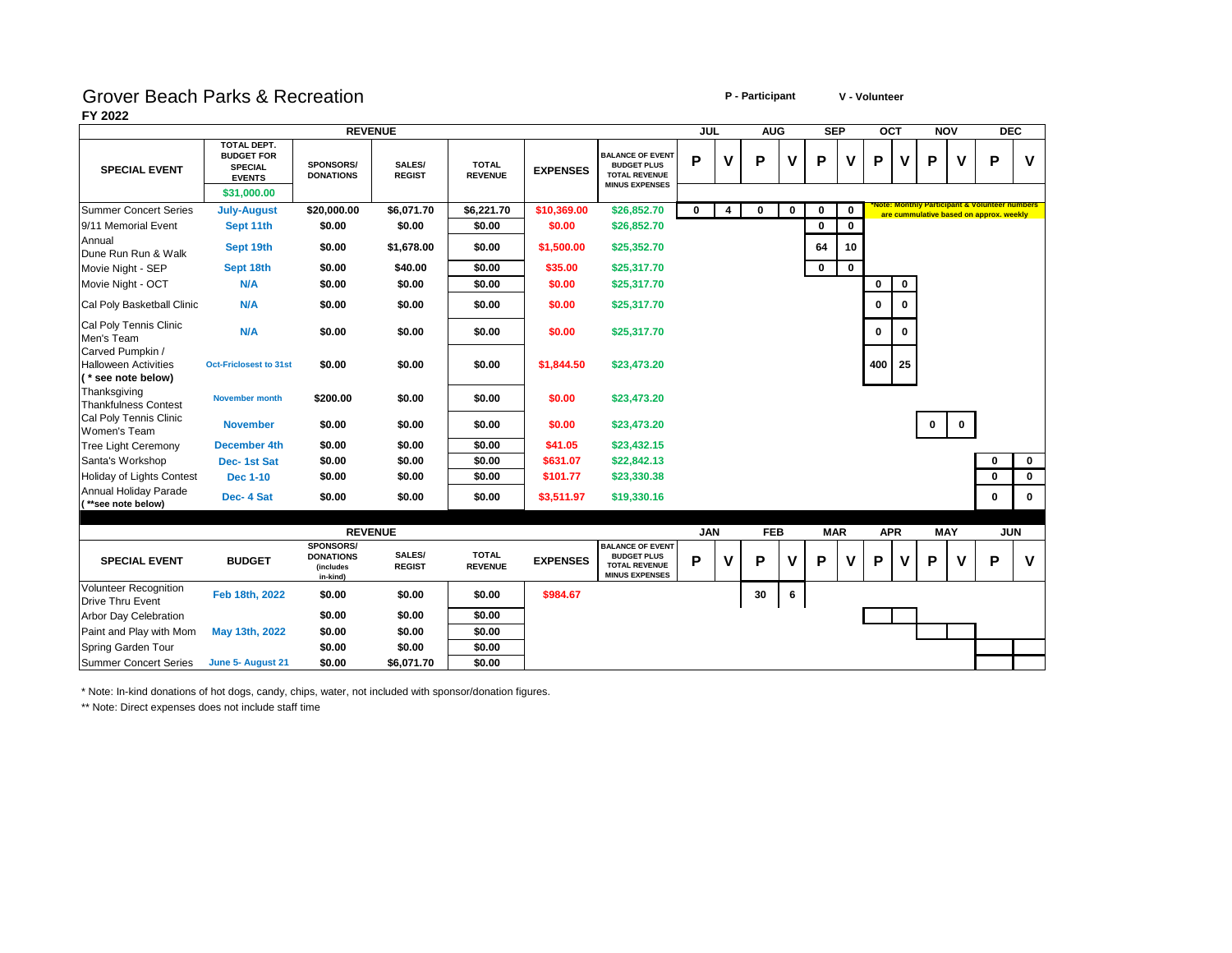# Grover Beach Parks & Recreation

**FY 2022**

**P - Participant** **V - Volunteer**

| SPECIAL EVENT | TOTAL DEPT. BUDGET FOR SPECIAL EVENTS $31,000.00 | SPONSORS/ DONATIONS | SALES/ REGIST | TOTAL REVENUE | EXPENSES | BALANCE OF EVENT BUDGET PLUS TOTAL REVENUE MINUS EXPENSES | JUL P | JUL V | AUG P | AUG V | SEP P | SEP V | OCT P | OCT V | NOV P | NOV V | DEC P | DEC V |
|---|---|---|---|---|---|---|---|---|---|---|---|---|---|---|---|---|---|---|
| Summer Concert Series | July-August | $20,000.00 | $6,071.70 | $6,221.70 | $10,369.00 | $26,852.70 | 0 | 4 | 0 | 0 | 0 | 0 | *Note: Monthly Participant & Volunteer numbers are cummulative based on approx. weekly | | | | | |
| 9/11 Memorial Event | Sept 11th | $0.00 | $0.00 | $0.00 | $0.00 | $26,852.70 | | | | | 0 | 0 | | | | | | |
| Annual Dune Run Run & Walk | Sept 19th | $0.00 | $1,678.00 | $0.00 | $1,500.00 | $25,352.70 | | | | | 64 | 10 | | | | | | |
| Movie Night - SEP | Sept 18th | $0.00 | $40.00 | $0.00 | $35.00 | $25,317.70 | | | | | 0 | 0 | | | | | | |
| Movie Night - OCT | N/A | $0.00 | $0.00 | $0.00 | $0.00 | $25,317.70 | | | | | | | 0 | 0 | | | | |
| Cal Poly Basketball Clinic | N/A | $0.00 | $0.00 | $0.00 | $0.00 | $25,317.70 | | | | | | | 0 | 0 | | | | |
| Cal Poly Tennis Clinic Men's Team | N/A | $0.00 | $0.00 | $0.00 | $0.00 | $25,317.70 | | | | | | | 0 | 0 | | | | |
| Carved Pumpkin / Halloween Activities (* see note below) | Oct-Friclosest to 31st | $0.00 | $0.00 | $0.00 | $1,844.50 | $23,473.20 | | | | | | | 400 | 25 | | | | |
| Thanksgiving Thankfulness Contest | November month | $200.00 | $0.00 | $0.00 | $0.00 | $23,473.20 | | | | | | | | | | | | |
| Cal Poly Tennis Clinic Women's Team | November | $0.00 | $0.00 | $0.00 | $0.00 | $23,473.20 | | | | | | | | | 0 | 0 | | |
| Tree Light Ceremony | December 4th | $0.00 | $0.00 | $0.00 | $41.05 | $23,432.15 | | | | | | | | | | | | |
| Santa's Workshop | Dec- 1st Sat | $0.00 | $0.00 | $0.00 | $631.07 | $22,842.13 | | | | | | | | | | | 0 | 0 |
| Holiday of Lights Contest | Dec 1-10 | $0.00 | $0.00 | $0.00 | $101.77 | $23,330.38 | | | | | | | | | | | 0 | 0 |
| Annual Holiday Parade (**see note below) | Dec- 4 Sat | $0.00 | $0.00 | $0.00 | $3,511.97 | $19,330.16 | | | | | | | | | | | 0 | 0 |

| SPECIAL EVENT | BUDGET | SPONSORS/ DONATIONS (includes in-kind) | SALES/ REGIST | TOTAL REVENUE | EXPENSES | BALANCE OF EVENT BUDGET PLUS TOTAL REVENUE MINUS EXPENSES | JAN P | JAN V | FEB P | FEB V | MAR P | MAR V | APR P | APR V | MAY P | MAY V | JUN P | JUN V |
|---|---|---|---|---|---|---|---|---|---|---|---|---|---|---|---|---|---|---|
| Volunteer Recognition Drive Thru Event | Feb 18th, 2022 | $0.00 | $0.00 | $0.00 | $984.67 | | | | 30 | 6 | | | | | | | | |
| Arbor Day Celebration | | $0.00 | $0.00 | $0.00 | | | | | | | | | | | | | | |
| Paint and Play with Mom | May 13th, 2022 | $0.00 | $0.00 | $0.00 | | | | | | | | | | | | | | |
| Spring Garden Tour | | $0.00 | $0.00 | $0.00 | | | | | | | | | | | | | | |
| Summer Concert Series | June 5- August 21 | $0.00 | $6,071.70 | $0.00 | | | | | | | | | | | | | | |

\* Note: In-kind donations of hot dogs, candy, chips, water, not included with sponsor/donation figures.

** Note: Direct expenses does not include staff time